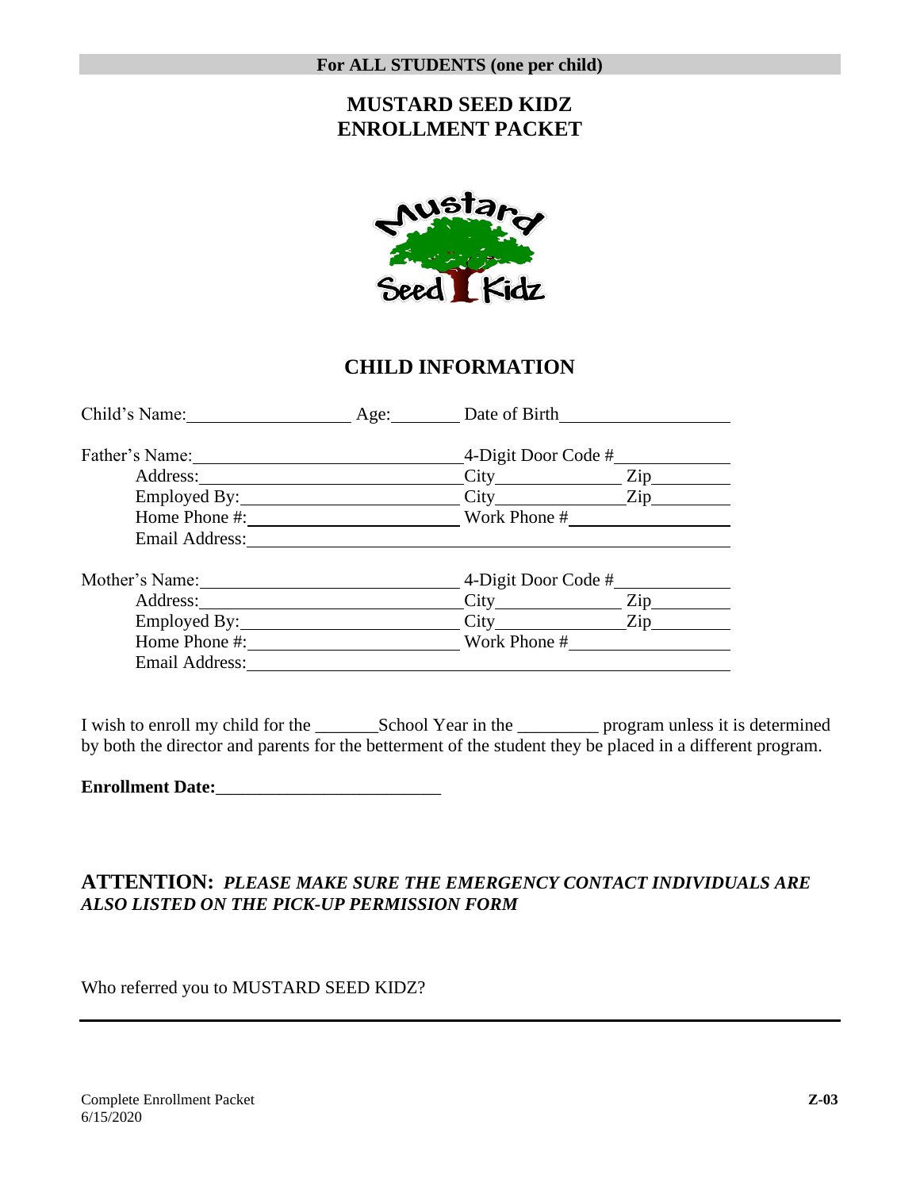**For ALL STUDENTS (one per child)**

# MUSTARD SEED KIDZ
# ENROLLMENT PACKET

## CHILD INFORMATION

Child's Name:____________________ Age:________ Date of Birth____________________

Father's Name:______________________________ 4-Digit Door Code #_____________
Address:______________________________ City_______________ Zip_________
Employed By:__________________________ City_______________ Zip_________
Home Phone #:_________________________ Work Phone #__________________
Email Address:_____________________________________________________

Mother's Name:_____________________________ 4-Digit Door Code #_____________
Address:______________________________ City_______________ Zip_________
Employed By:__________________________ City_______________ Zip_________
Home Phone #:_________________________ Work Phone #__________________
Email Address:_____________________________________________________

I wish to enroll my child for the _______School Year in the _________ program unless it is determined by both the director and parents for the betterment of the student they be placed in a different program.

**Enrollment Date:**_________________________

**ATTENTION:** ***PLEASE MAKE SURE THE EMERGENCY CONTACT INDIVIDUALS ARE ALSO LISTED ON THE PICK-UP PERMISSION FORM***

Who referred you to MUSTARD SEED KIDZ?

___________________________________________________________________________

Complete Enrollment Packet
6/15/2020

**Z-03**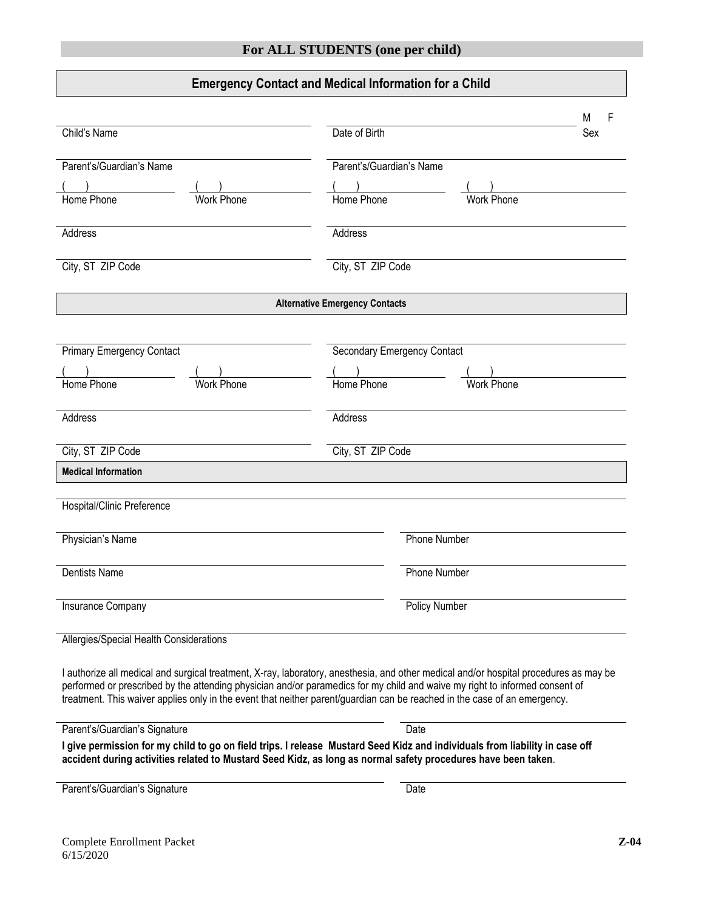## For ALL STUDENTS (one per child)

### Emergency Contact and Medical Information for a Child

| | | |
|---|---|---|
| Child's Name | Date of Birth | M F<br>Sex |

| | | | |
|---|---|---|---|
| Parent's/Guardian's Name | | Parent's/Guardian's Name | |
| ( ) Home Phone | ( ) Work Phone | ( ) Home Phone | ( ) Work Phone |
| Address | | Address | |
| City, ST ZIP Code | | City, ST ZIP Code | |

**Alternative Emergency Contacts**

| | | | |
|---|---|---|---|
| Primary Emergency Contact | | Secondary Emergency Contact | |
| ( ) Home Phone | ( ) Work Phone | ( ) Home Phone | ( ) Work Phone |
| Address | | Address | |
| City, ST ZIP Code | | City, ST ZIP Code | |

**Medical Information**

Hospital/Clinic Preference

| | |
|---|---|
| Physician's Name | Phone Number |
| Dentists Name | Phone Number |
| Insurance Company | Policy Number |

Allergies/Special Health Considerations

I authorize all medical and surgical treatment, X-ray, laboratory, anesthesia, and other medical and/or hospital procedures as may be performed or prescribed by the attending physician and/or paramedics for my child and waive my right to informed consent of treatment. This waiver applies only in the event that neither parent/guardian can be reached in the case of an emergency.

| | |
|---|---|
| Parent's/Guardian's Signature | Date |

**I give permission for my child to go on field trips. I release Mustard Seed Kidz and individuals from liability in case off accident during activities related to Mustard Seed Kidz, as long as normal safety procedures have been taken**.

| | |
|---|---|
| Parent's/Guardian's Signature | Date |

Complete Enrollment Packet
6/15/2020

Z-04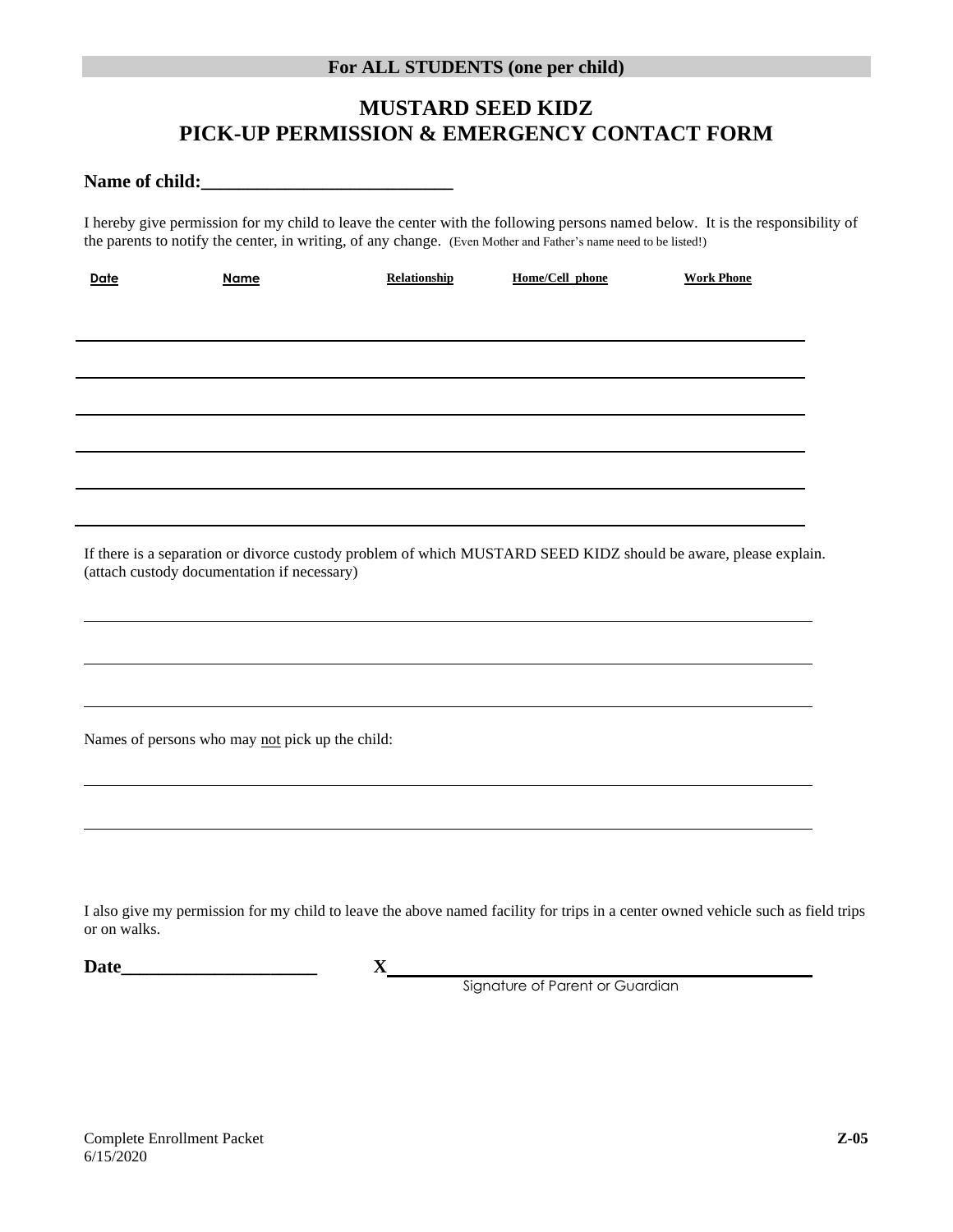**For ALL STUDENTS (one per child)**

# MUSTARD SEED KIDZ
# PICK-UP PERMISSION & EMERGENCY CONTACT FORM

**Name of child:___________________________**

I hereby give permission for my child to leave the center with the following persons named below. It is the responsibility of the parents to notify the center, in writing, of any change. (Even Mother and Father's name need to be listed!)

| Date | Name | Relationship | Home/Cell phone | Work Phone |
|---|---|---|---|---|
| | | | | |
| | | | | |
| | | | | |
| | | | | |
| | | | | |
| | | | | |

If there is a separation or divorce custody problem of which MUSTARD SEED KIDZ should be aware, please explain. (attach custody documentation if necessary)

_______________________________________________________________

_______________________________________________________________

_______________________________________________________________

Names of persons who may not pick up the child:

_______________________________________________________________

_______________________________________________________________

I also give my permission for my child to leave the above named facility for trips in a center owned vehicle such as field trips or on walks.

**Date_____________________** **X_______________________________________**

Signature of Parent or Guardian

Complete Enrollment Packet
6/15/2020

**Z-05**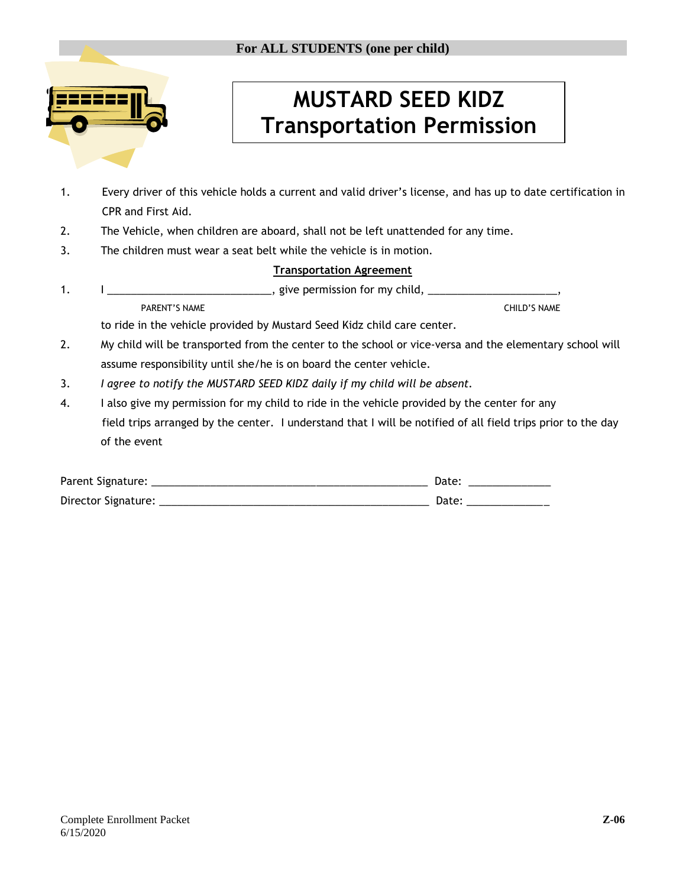**For ALL STUDENTS (one per child)**

# MUSTARD SEED KIDZ
# Transportation Permission

1. Every driver of this vehicle holds a current and valid driver's license, and has up to date certification in CPR and First Aid.
2. The Vehicle, when children are aboard, shall not be left unattended for any time.
3. The children must wear a seat belt while the vehicle is in motion.

**Transportation Agreement**

1. I ____________________________, give permission for my child, ______________________,
   PARENT'S NAME CHILD'S NAME
   to ride in the vehicle provided by Mustard Seed Kidz child care center.
2. My child will be transported from the center to the school or vice-versa and the elementary school will assume responsibility until she/he is on board the center vehicle.
3. *I agree to notify the MUSTARD SEED KIDZ daily if my child will be absent.*
4. I also give my permission for my child to ride in the vehicle provided by the center for any field trips arranged by the center. I understand that I will be notified of all field trips prior to the day of the event

Parent Signature: ________________________________________________ Date: ______________

Director Signature: _______________________________________________ Date: ______________

Complete Enrollment Packet
6/15/2020 **Z-06**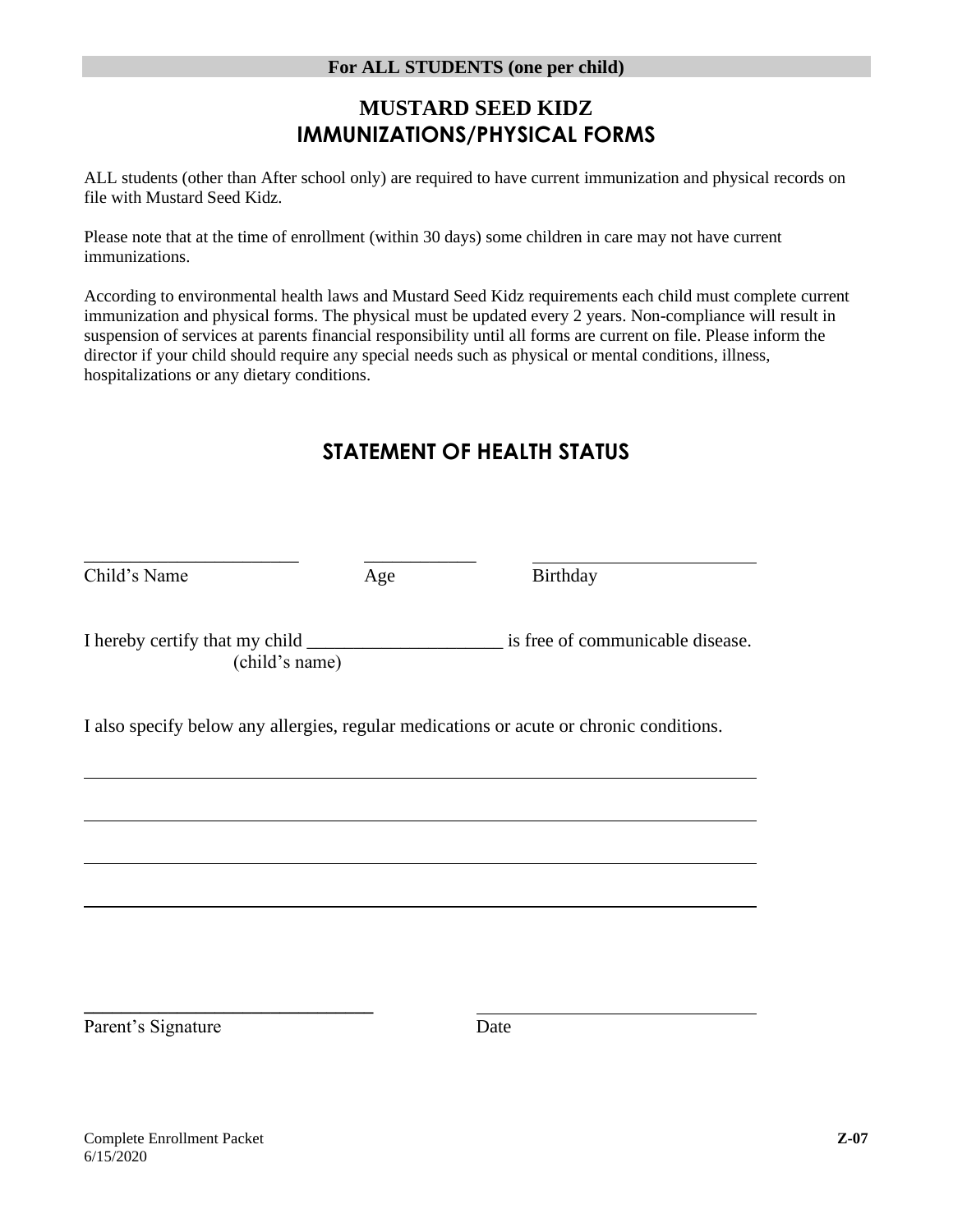**For ALL STUDENTS (one per child)**

# MUSTARD SEED KIDZ
# IMMUNIZATIONS/PHYSICAL FORMS

ALL students (other than After school only) are required to have current immunization and physical records on file with Mustard Seed Kidz.

Please note that at the time of enrollment (within 30 days) some children in care may not have current immunizations.

According to environmental health laws and Mustard Seed Kidz requirements each child must complete current immunization and physical forms. The physical must be updated every 2 years. Non-compliance will result in suspension of services at parents financial responsibility until all forms are current on file. Please inform the director if your child should require any special needs such as physical or mental conditions, illness, hospitalizations or any dietary conditions.

## STATEMENT OF HEALTH STATUS

_______________________ ____________ ________________________

Child's Name Age Birthday

I hereby certify that my child _____________________ is free of communicable disease.
(child's name)

I also specify below any allergies, regular medications or acute or chronic conditions.

________________________________________________________________________

________________________________________________________________________

________________________________________________________________________

________________________________________________________________________

______________________________ ______________________________

Parent's Signature Date

Complete Enrollment Packet
6/15/2020

**Z-07**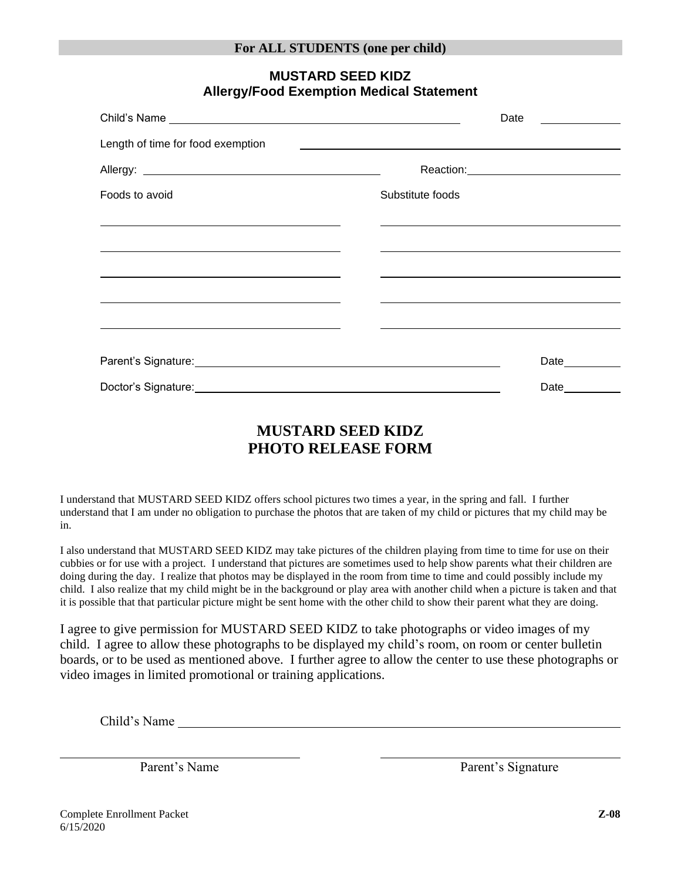**For ALL STUDENTS (one per child)**

## MUSTARD SEED KIDZ
## Allergy/Food Exemption Medical Statement

Child's Name ______________________________ Date __________

Length of time for food exemption ______________________________

Allergy: ______________________________ Reaction: ______________________________

| Foods to avoid | Substitute foods |
|---|---|
| | |
| | |
| | |
| | |
| | |

Parent's Signature: ______________________________ Date __________

Doctor's Signature: ______________________________ Date __________

## MUSTARD SEED KIDZ
## PHOTO RELEASE FORM

I understand that MUSTARD SEED KIDZ offers school pictures two times a year, in the spring and fall. I further understand that I am under no obligation to purchase the photos that are taken of my child or pictures that my child may be in.

I also understand that MUSTARD SEED KIDZ may take pictures of the children playing from time to time for use on their cubbies or for use with a project. I understand that pictures are sometimes used to help show parents what their children are doing during the day. I realize that photos may be displayed in the room from time to time and could possibly include my child. I also realize that my child might be in the background or play area with another child when a picture is taken and that it is possible that that particular picture might be sent home with the other child to show their parent what they are doing.

I agree to give permission for MUSTARD SEED KIDZ to take photographs or video images of my child. I agree to allow these photographs to be displayed my child's room, on room or center bulletin boards, or to be used as mentioned above. I further agree to allow the center to use these photographs or video images in limited promotional or training applications.

Child's Name ______________________________

______________________________ ______________________________
Parent's Name Parent's Signature

Complete Enrollment Packet
6/15/2020

**Z-08**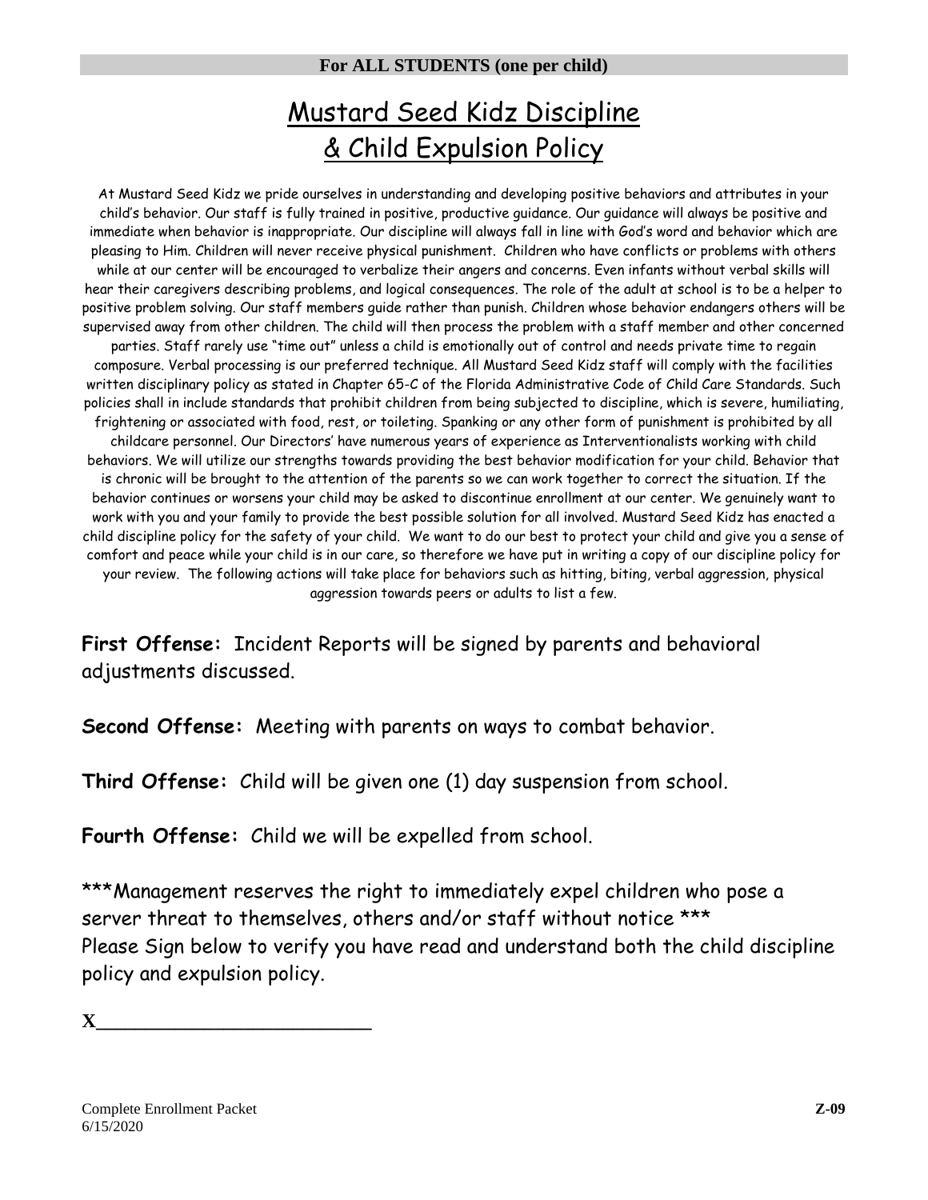**For ALL STUDENTS (one per child)**

# Mustard Seed Kidz Discipline & Child Expulsion Policy

At Mustard Seed Kidz we pride ourselves in understanding and developing positive behaviors and attributes in your child's behavior. Our staff is fully trained in positive, productive guidance. Our guidance will always be positive and immediate when behavior is inappropriate. Our discipline will always fall in line with God's word and behavior which are pleasing to Him. Children will never receive physical punishment. Children who have conflicts or problems with others while at our center will be encouraged to verbalize their angers and concerns. Even infants without verbal skills will hear their caregivers describing problems, and logical consequences. The role of the adult at school is to be a helper to positive problem solving. Our staff members guide rather than punish. Children whose behavior endangers others will be supervised away from other children. The child will then process the problem with a staff member and other concerned parties. Staff rarely use "time out" unless a child is emotionally out of control and needs private time to regain composure. Verbal processing is our preferred technique. All Mustard Seed Kidz staff will comply with the facilities written disciplinary policy as stated in Chapter 65-C of the Florida Administrative Code of Child Care Standards. Such policies shall in include standards that prohibit children from being subjected to discipline, which is severe, humiliating, frightening or associated with food, rest, or toileting. Spanking or any other form of punishment is prohibited by all childcare personnel. Our Directors' have numerous years of experience as Interventionalists working with child behaviors. We will utilize our strengths towards providing the best behavior modification for your child. Behavior that is chronic will be brought to the attention of the parents so we can work together to correct the situation. If the behavior continues or worsens your child may be asked to discontinue enrollment at our center. We genuinely want to work with you and your family to provide the best possible solution for all involved. Mustard Seed Kidz has enacted a child discipline policy for the safety of your child. We want to do our best to protect your child and give you a sense of comfort and peace while your child is in our care, so therefore we have put in writing a copy of our discipline policy for your review. The following actions will take place for behaviors such as hitting, biting, verbal aggression, physical aggression towards peers or adults to list a few.

**First Offense:** Incident Reports will be signed by parents and behavioral adjustments discussed.

**Second Offense:** Meeting with parents on ways to combat behavior.

**Third Offense:** Child will be given one (1) day suspension from school.

**Fourth Offense:** Child we will be expelled from school.

***Management reserves the right to immediately expel children who pose a server threat to themselves, others and/or staff without notice ***
Please Sign below to verify you have read and understand both the child discipline policy and expulsion policy.

X_________________________

Complete Enrollment Packet
6/15/2020

**Z-09**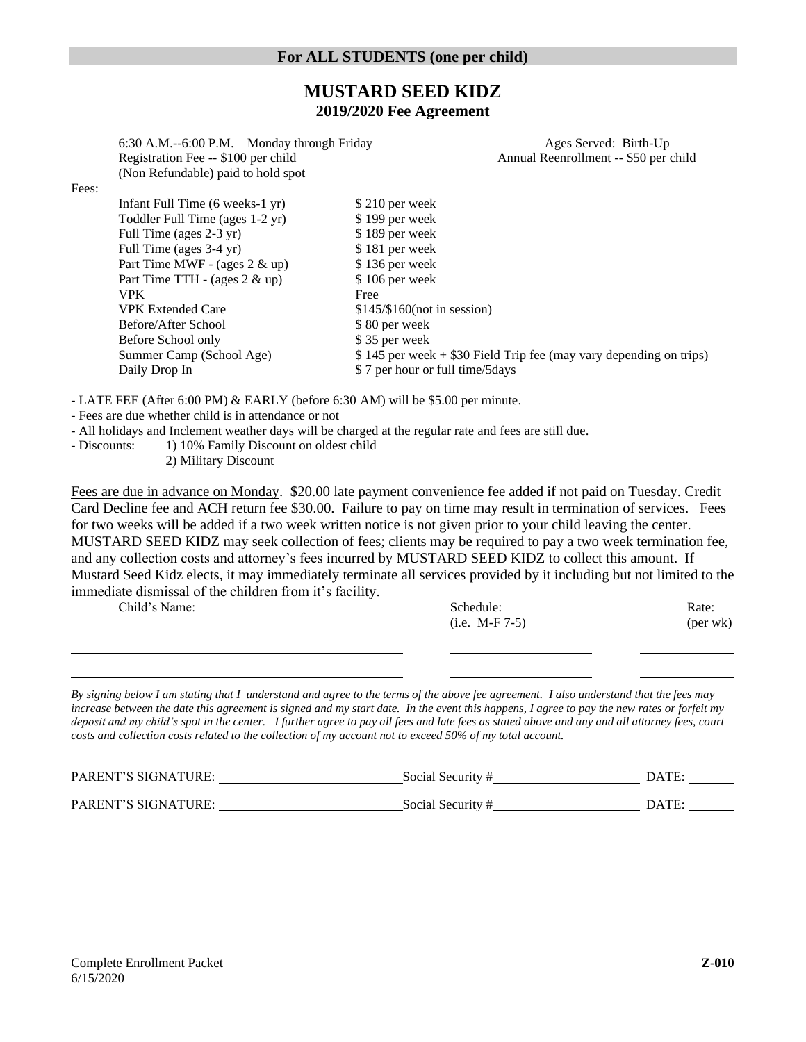**For ALL STUDENTS (one per child)**

# MUSTARD SEED KIDZ

## 2019/2020 Fee Agreement

6:30 A.M.--6:00 P.M. Monday through Friday

Ages Served: Birth-Up

Registration Fee -- $100 per child

(Non Refundable) paid to hold spot

Annual Reenrollment -- $50 per child

Fees:

| | |
|---|---|
| Infant Full Time (6 weeks-1 yr) | $ 210 per week |
| Toddler Full Time (ages 1-2 yr) | $ 199 per week |
| Full Time (ages 2-3 yr) | $ 189 per week |
| Full Time (ages 3-4 yr) | $ 181 per week |
| Part Time MWF - (ages 2 & up) | $ 136 per week |
| Part Time TTH - (ages 2 & up) | $ 106 per week |
| VPK | Free |
| VPK Extended Care | $145/$160(not in session) |
| Before/After School | $ 80 per week |
| Before School only | $ 35 per week |
| Summer Camp (School Age) | $ 145 per week + $30 Field Trip fee (may vary depending on trips) |
| Daily Drop In | $ 7 per hour or full time/5days |

- LATE FEE (After 6:00 PM) & EARLY (before 6:30 AM) will be $5.00 per minute.
- Fees are due whether child is in attendance or not
- All holidays and Inclement weather days will be charged at the regular rate and fees are still due.
- Discounts:
  1) 10% Family Discount on oldest child
  2) Military Discount

Fees are due in advance on Monday. $20.00 late payment convenience fee added if not paid on Tuesday. Credit Card Decline fee and ACH return fee $30.00. Failure to pay on time may result in termination of services. Fees for two weeks will be added if a two week written notice is not given prior to your child leaving the center. MUSTARD SEED KIDZ may seek collection of fees; clients may be required to pay a two week termination fee, and any collection costs and attorney's fees incurred by MUSTARD SEED KIDZ to collect this amount. If Mustard Seed Kidz elects, it may immediately terminate all services provided by it including but not limited to the immediate dismissal of the children from it's facility.

| Child's Name: | Schedule: (i.e. M-F 7-5) | Rate: (per wk) |
|---|---|---|
| | | |
| | | |

*By signing below I am stating that I understand and agree to the terms of the above fee agreement. I also understand that the fees may increase between the date this agreement is signed and my start date. In the event this happens, I agree to pay the new rates or forfeit my deposit and my child's spot in the center. I further agree to pay all fees and late fees as stated above and any and all attorney fees, court costs and collection costs related to the collection of my account not to exceed 50% of my total account.*

PARENT'S SIGNATURE: ____________________ Social Security # ____________________ DATE: ________

PARENT'S SIGNATURE: ____________________ Social Security # ____________________ DATE: ________

Complete Enrollment Packet
6/15/2020

**Z-010**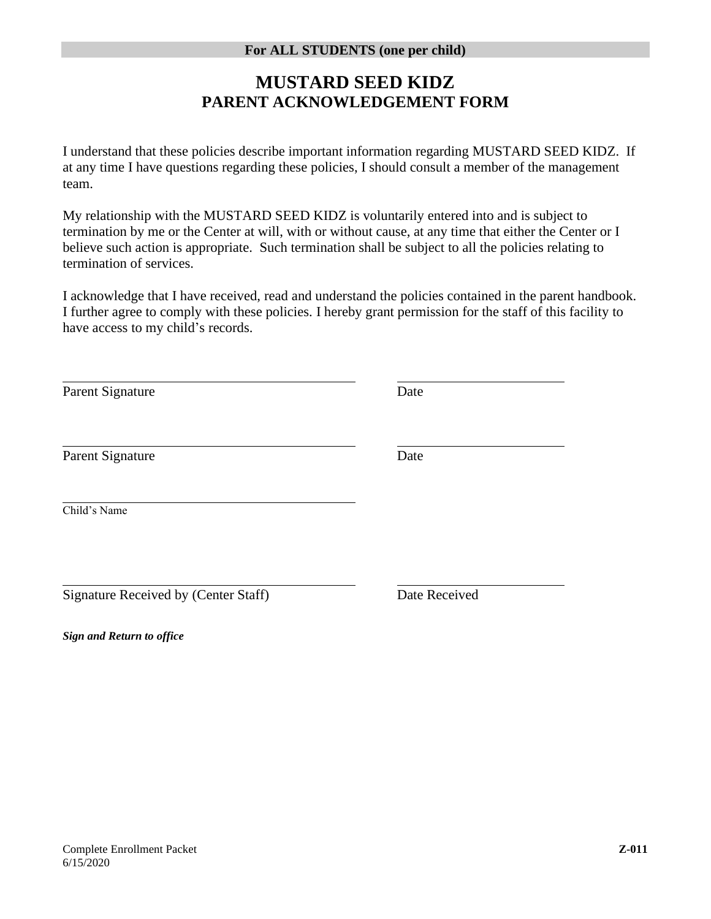**For ALL STUDENTS (one per child)**

# MUSTARD SEED KIDZ
## PARENT ACKNOWLEDGEMENT FORM

I understand that these policies describe important information regarding MUSTARD SEED KIDZ. If at any time I have questions regarding these policies, I should consult a member of the management team.

My relationship with the MUSTARD SEED KIDZ is voluntarily entered into and is subject to termination by me or the Center at will, with or without cause, at any time that either the Center or I believe such action is appropriate. Such termination shall be subject to all the policies relating to termination of services.

I acknowledge that I have received, read and understand the policies contained in the parent handbook. I further agree to comply with these policies. I hereby grant permission for the staff of this facility to have access to my child's records.

\_\_\_\_\_\_\_\_\_\_\_\_\_\_\_\_\_\_\_\_\_\_\_\_\_\_\_\_\_\_\_\_\_\_\_\_\_\_ \_\_\_\_\_\_\_\_\_\_\_\_\_\_\_\_\_\_\_\_\_\_

Parent Signature Date

\_\_\_\_\_\_\_\_\_\_\_\_\_\_\_\_\_\_\_\_\_\_\_\_\_\_\_\_\_\_\_\_\_\_\_\_\_\_ \_\_\_\_\_\_\_\_\_\_\_\_\_\_\_\_\_\_\_\_\_\_

Parent Signature Date

\_\_\_\_\_\_\_\_\_\_\_\_\_\_\_\_\_\_\_\_\_\_\_\_\_\_\_\_\_\_\_\_\_\_\_\_\_\_

Child's Name

\_\_\_\_\_\_\_\_\_\_\_\_\_\_\_\_\_\_\_\_\_\_\_\_\_\_\_\_\_\_\_\_\_\_\_\_\_\_ \_\_\_\_\_\_\_\_\_\_\_\_\_\_\_\_\_\_\_\_\_\_

Signature Received by (Center Staff) Date Received

***Sign and Return to office***

Complete Enrollment Packet
6/15/2020

**Z-011**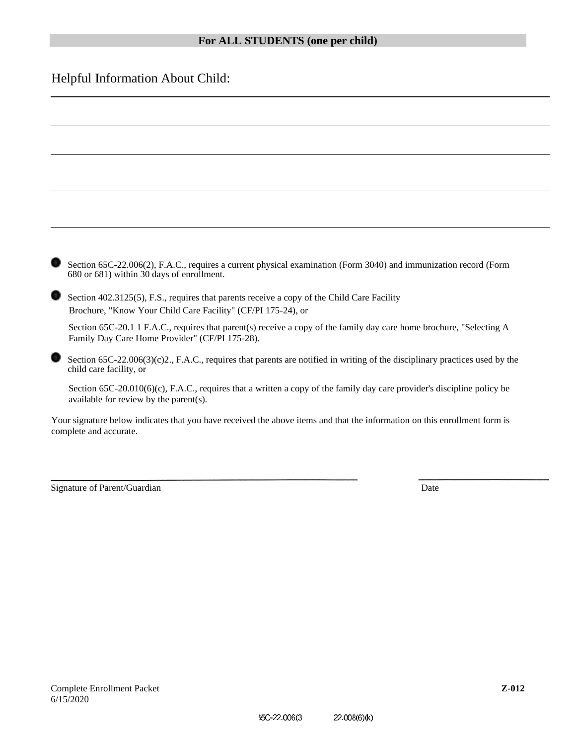**For ALL STUDENTS (one per child)**

Helpful Information About Child:

_______________________________________________

_______________________________________________

_______________________________________________

_______________________________________________

_______________________________________________

- Section 65C-22.006(2), F.A.C., requires a current physical examination (Form 3040) and immunization record (Form 680 or 681) within 30 days of enrollment.

- Section 402.3125(5), F.S., requires that parents receive a copy of the Child Care Facility Brochure, "Know Your Child Care Facility" (CF/PI 175-24), or

  Section 65C-20.1 1 F.A.C., requires that parent(s) receive a copy of the family day care home brochure, "Selecting A Family Day Care Home Provider" (CF/PI 175-28).

- Section 65C-22.006(3)(c)2., F.A.C., requires that parents are notified in writing of the disciplinary practices used by the child care facility, or

  Section 65C-20.010(6)(c), F.A.C., requires that a written a copy of the family day care provider's discipline policy be available for review by the parent(s).

Your signature below indicates that you have received the above items and that the information on this enrollment form is complete and accurate.

_______________________________________ &nbsp;&nbsp;&nbsp;&nbsp; ____________________

Signature of Parent/Guardian &nbsp;&nbsp;&nbsp;&nbsp; Date

Complete Enrollment Packet
6/15/2020

**Z-012**

65C-22.006(3 &nbsp;&nbsp;&nbsp;&nbsp; 22.008(6)(k)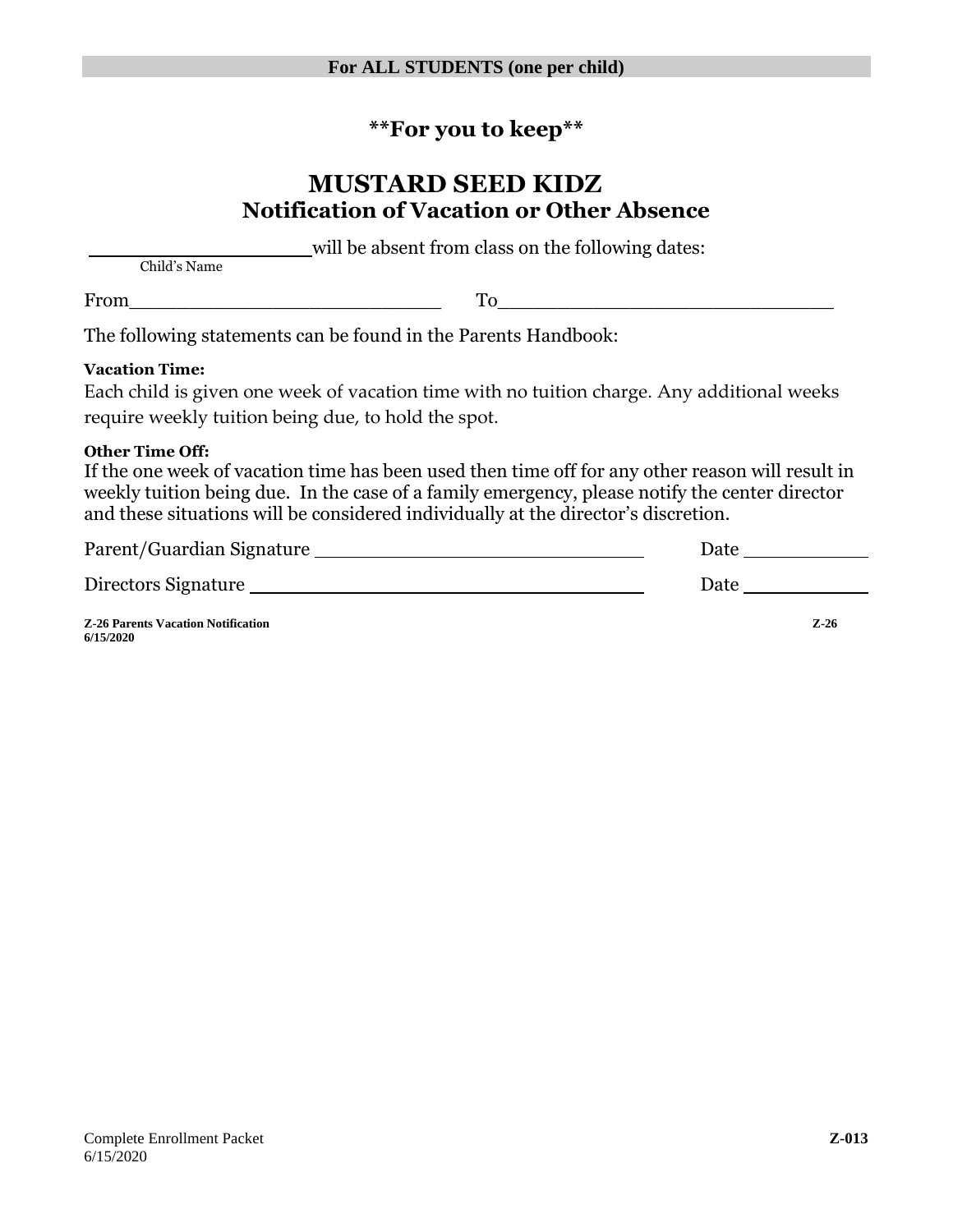**For ALL STUDENTS (one per child)**

## \*\*For you to keep\*\*

# MUSTARD SEED KIDZ

## Notification of Vacation or Other Absence

____________________ will be absent from class on the following dates:
Child's Name

From____________________________ To______________________________

The following statements can be found in the Parents Handbook:

**Vacation Time:**
Each child is given one week of vacation time with no tuition charge. Any additional weeks require weekly tuition being due, to hold the spot.

**Other Time Off:**
If the one week of vacation time has been used then time off for any other reason will result in weekly tuition being due. In the case of a family emergency, please notify the center director and these situations will be considered individually at the director's discretion.

Parent/Guardian Signature ______________________________ Date ____________

Directors Signature ____________________________________ Date ____________

**Z-26 Parents Vacation Notification**
**6/15/2020** **Z-26**

Complete Enrollment Packet
6/15/2020 **Z-013**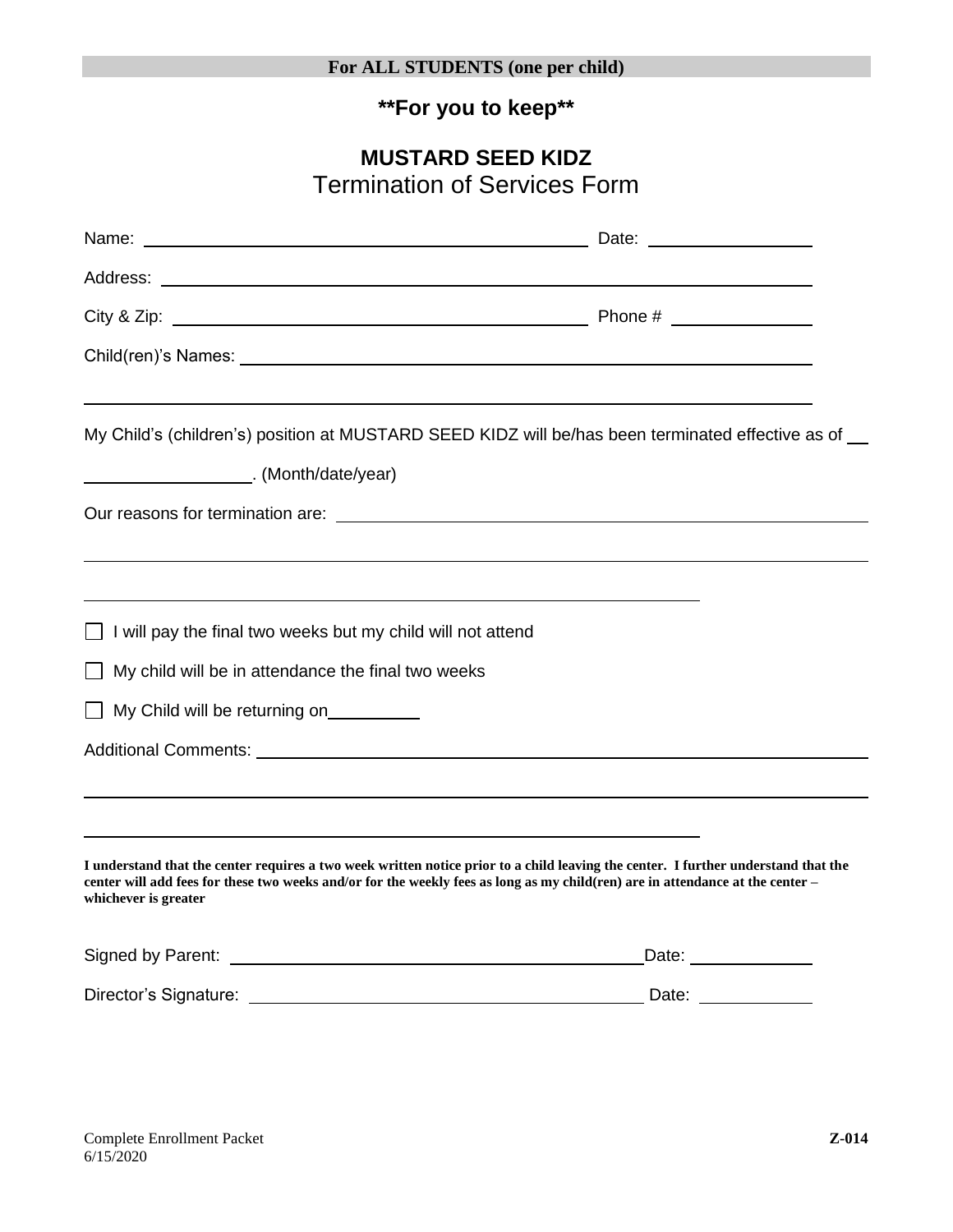**For ALL STUDENTS (one per child)**

## **For you to keep**

# MUSTARD SEED KIDZ

## Termination of Services Form

Name: ______________________________________________ Date: ________________

Address: ________________________________________________________________

City & Zip: _________________________________________ Phone # ______________

Child(ren)'s Names: _______________________________________________________

__________________________________________________________________________

My Child's (children's) position at MUSTARD SEED KIDZ will be/has been terminated effective as of __ ________________. (Month/date/year)

Our reasons for termination are: ___________________________________________

__________________________________________________________________________

__________________________________________________________________________

☐ I will pay the final two weeks but my child will not attend

☐ My child will be in attendance the final two weeks

☐ My Child will be returning on__________

Additional Comments: ______________________________________________________

__________________________________________________________________________

__________________________________________________________________________

**I understand that the center requires a two week written notice prior to a child leaving the center. I further understand that the center will add fees for these two weeks and/or for the weekly fees as long as my child(ren) are in attendance at the center – whichever is greater**

Signed by Parent: ___________________________________________ Date: ____________

Director's Signature: ________________________________________ Date: ____________

Complete Enrollment Packet
6/15/2020

**Z-014**